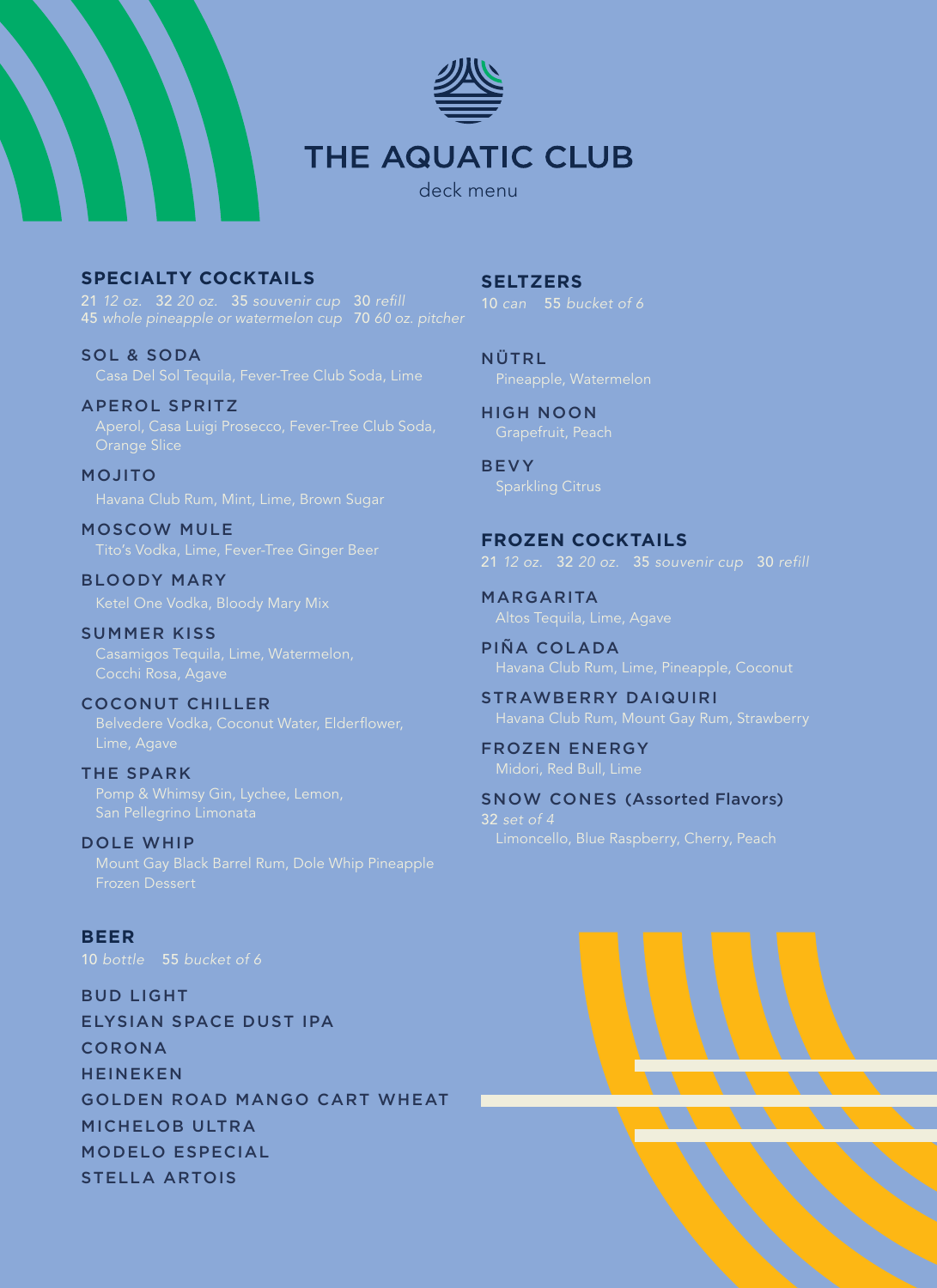# THE AQUATIC CLUB

deck menu

## SPECIALTY COCKTAILS

21 *12 oz.* 32 *20 oz.* 35 *souvenir cup* 30 *refill*
45 *whole pineapple or watermelon cup* 70 *60 oz. pitcher*

### SOL & SODA
Casa Del Sol Tequila, Fever-Tree Club Soda, Lime

### APEROL SPRITZ
Aperol, Casa Luigi Prosecco, Fever-Tree Club Soda, Orange Slice

### MOJITO
Havana Club Rum, Mint, Lime, Brown Sugar

### MOSCOW MULE
Tito's Vodka, Lime, Fever-Tree Ginger Beer

### BLOODY MARY
Ketel One Vodka, Bloody Mary Mix

### SUMMER KISS
Casamigos Tequila, Lime, Watermelon, Cocchi Rosa, Agave

### COCONUT CHILLER
Belvedere Vodka, Coconut Water, Elderflower, Lime, Agave

### THE SPARK
Pomp & Whimsy Gin, Lychee, Lemon, San Pellegrino Limonata

### DOLE WHIP
Mount Gay Black Barrel Rum, Dole Whip Pineapple Frozen Dessert

## BEER

10 *bottle* 55 *bucket of 6*

BUD LIGHT
ELYSIAN SPACE DUST IPA
CORONA
HEINEKEN
GOLDEN ROAD MANGO CART WHEAT
MICHELOB ULTRA
MODELO ESPECIAL
STELLA ARTOIS

## SELTZERS

10 *can* 55 *bucket of 6*

### NÜTRL
Pineapple, Watermelon

### HIGH NOON
Grapefruit, Peach

### BEVY
Sparkling Citrus

## FROZEN COCKTAILS

21 *12 oz.* 32 *20 oz.* 35 *souvenir cup* 30 *refill*

### MARGARITA
Altos Tequila, Lime, Agave

### PIÑA COLADA
Havana Club Rum, Lime, Pineapple, Coconut

### STRAWBERRY DAIQUIRI
Havana Club Rum, Mount Gay Rum, Strawberry

### FROZEN ENERGY
Midori, Red Bull, Lime

### SNOW CONES (Assorted Flavors)
32 *set of 4*

Limoncello, Blue Raspberry, Cherry, Peach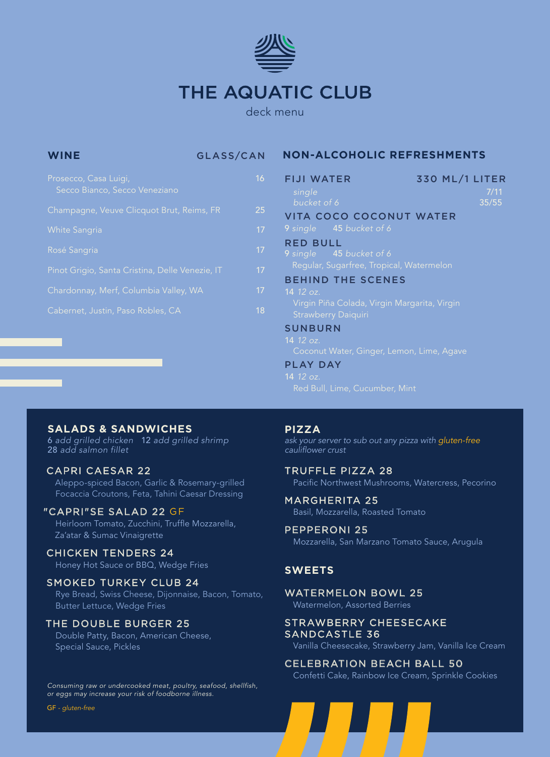# THE AQUATIC CLUB

deck menu

## WINE

| WINE | GLASS/CAN |
| --- | --- |
| Prosecco, Casa Luigi, Secco Bianco, Secco Veneziano | 16 |
| Champagne, Veuve Clicquot Brut, Reims, FR | 25 |
| White Sangria | 17 |
| Rosé Sangria | 17 |
| Pinot Grigio, Santa Cristina, Delle Venezie, IT | 17 |
| Chardonnay, Merf, Columbia Valley, WA | 17 |
| Cabernet, Justin, Paso Robles, CA | 18 |

## NON-ALCOHOLIC REFRESHMENTS

### FIJI WATER — 330 ML/1 LITER

*single* 7/11
*bucket of 6* 35/55

### VITA COCO COCONUT WATER

9 *single* 45 *bucket of 6*

### RED BULL

9 *single* 45 *bucket of 6*
Regular, Sugarfree, Tropical, Watermelon

### BEHIND THE SCENES

14 *12 oz.*
Virgin Piña Colada, Virgin Margarita, Virgin Strawberry Daiquiri

### SUNBURN

14 *12 oz.*
Coconut Water, Ginger, Lemon, Lime, Agave

### PLAY DAY

14 *12 oz.*
Red Bull, Lime, Cucumber, Mint

## SALADS & SANDWICHES

6 *add grilled chicken* 12 *add grilled shrimp*
28 *add salmon fillet*

### CAPRI CAESAR 22

Aleppo-spiced Bacon, Garlic & Rosemary-grilled Focaccia Croutons, Feta, Tahini Caesar Dressing

### "CAPRI"SE SALAD 22 GF

Heirloom Tomato, Zucchini, Truffle Mozzarella, Za'atar & Sumac Vinaigrette

### CHICKEN TENDERS 24

Honey Hot Sauce or BBQ, Wedge Fries

### SMOKED TURKEY CLUB 24

Rye Bread, Swiss Cheese, Dijonnaise, Bacon, Tomato, Butter Lettuce, Wedge Fries

### THE DOUBLE BURGER 25

Double Patty, Bacon, American Cheese, Special Sauce, Pickles

## PIZZA

*ask your server to sub out any pizza with gluten-free cauliflower crust*

### TRUFFLE PIZZA 28

Pacific Northwest Mushrooms, Watercress, Pecorino

### MARGHERITA 25

Basil, Mozzarella, Roasted Tomato

### PEPPERONI 25

Mozzarella, San Marzano Tomato Sauce, Arugula

## SWEETS

### WATERMELON BOWL 25

Watermelon, Assorted Berries

### STRAWBERRY CHEESECAKE SANDCASTLE 36

Vanilla Cheesecake, Strawberry Jam, Vanilla Ice Cream

### CELEBRATION BEACH BALL 50

Confetti Cake, Rainbow Ice Cream, Sprinkle Cookies

*Consuming raw or undercooked meat, poultry, seafood, shellfish, or eggs may increase your risk of foodborne illness.*

GF - *gluten-free*